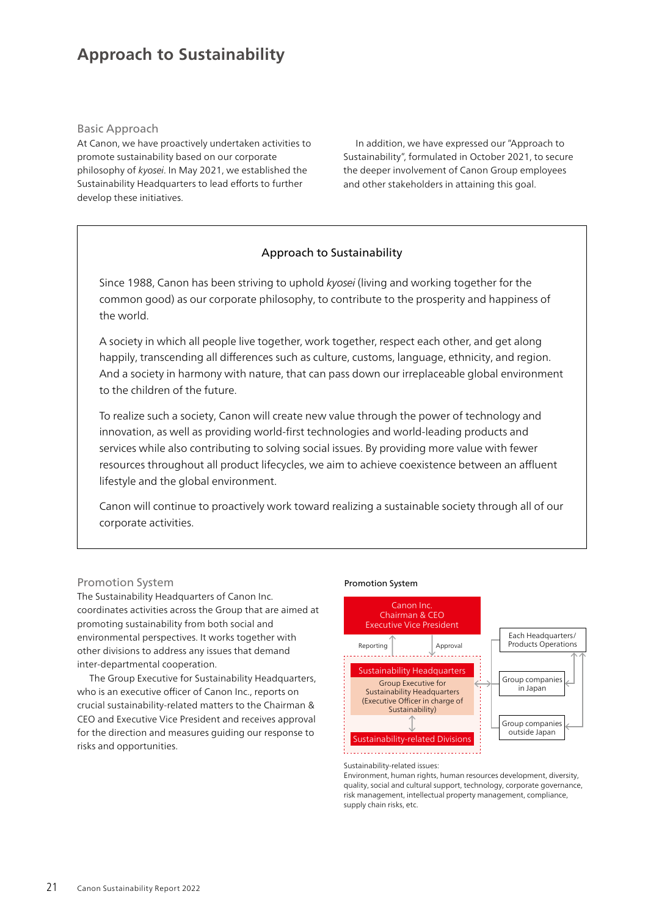# Approach to Sustainability

## Basic Approach

At Canon, we have proactively undertaken activities to promote sustainability based on our corporate philosophy of *kyosei*. In May 2021, we established the Sustainability Headquarters to lead efforts to further develop these initiatives.

In addition, we have expressed our "Approach to Sustainability", formulated in October 2021, to secure the deeper involvement of Canon Group employees and other stakeholders in attaining this goal.

### Approach to Sustainability

Since 1988, Canon has been striving to uphold *kyosei* (living and working together for the common good) as our corporate philosophy, to contribute to the prosperity and happiness of the world.

A society in which all people live together, work together, respect each other, and get along happily, transcending all differences such as culture, customs, language, ethnicity, and region. And a society in harmony with nature, that can pass down our irreplaceable global environment to the children of the future.

To realize such a society, Canon will create new value through the power of technology and innovation, as well as providing world-first technologies and world-leading products and services while also contributing to solving social issues. By providing more value with fewer resources throughout all product lifecycles, we aim to achieve coexistence between an affluent lifestyle and the global environment.

Canon will continue to proactively work toward realizing a sustainable society through all of our corporate activities.

## Promotion System

The Sustainability Headquarters of Canon Inc. coordinates activities across the Group that are aimed at promoting sustainability from both social and environmental perspectives. It works together with other divisions to address any issues that demand inter-departmental cooperation.

The Group Executive for Sustainability Headquarters, who is an executive officer of Canon Inc., reports on crucial sustainability-related matters to the Chairman & CEO and Executive Vice President and receives approval for the direction and measures guiding our response to risks and opportunities.

**Promotion System**

- Canon Inc. Chairman & CEO, Executive Vice President
  - Reporting (from Sustainability Headquarters) / Approval (to Sustainability Headquarters)
- Sustainability Headquarters
  - Group Executive for Sustainability Headquarters (Executive Officer in charge of Sustainability)
  - ↕ Sustainability-related Divisions
- ↔ Each Headquarters/ Products Operations; Group companies in Japan; Group companies outside Japan

Sustainability-related issues:
Environment, human rights, human resources development, diversity, quality, social and cultural support, technology, corporate governance, risk management, intellectual property management, compliance, supply chain risks, etc.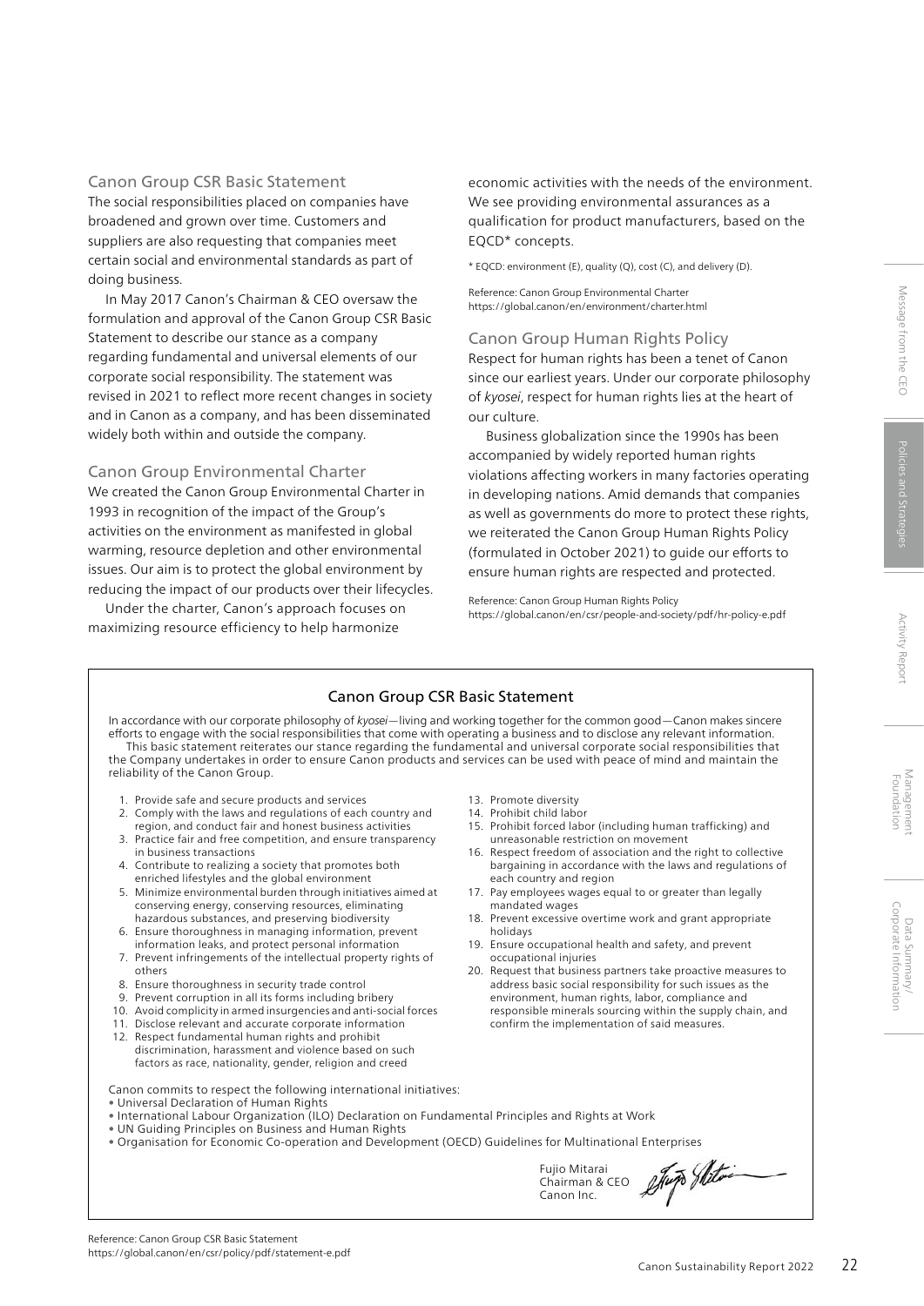## Canon Group CSR Basic Statement

The social responsibilities placed on companies have broadened and grown over time. Customers and suppliers are also requesting that companies meet certain social and environmental standards as part of doing business.

In May 2017 Canon's Chairman & CEO oversaw the formulation and approval of the Canon Group CSR Basic Statement to describe our stance as a company regarding fundamental and universal elements of our corporate social responsibility. The statement was revised in 2021 to reflect more recent changes in society and in Canon as a company, and has been disseminated widely both within and outside the company.

## Canon Group Environmental Charter

We created the Canon Group Environmental Charter in 1993 in recognition of the impact of the Group's activities on the environment as manifested in global warming, resource depletion and other environmental issues. Our aim is to protect the global environment by reducing the impact of our products over their lifecycles.

Under the charter, Canon's approach focuses on maximizing resource efficiency to help harmonize economic activities with the needs of the environment. We see providing environmental assurances as a qualification for product manufacturers, based on the EQCD* concepts.

\* EQCD: environment (E), quality (Q), cost (C), and delivery (D).

Reference: Canon Group Environmental Charter
https://global.canon/en/environment/charter.html

## Canon Group Human Rights Policy

Respect for human rights has been a tenet of Canon since our earliest years. Under our corporate philosophy of *kyosei*, respect for human rights lies at the heart of our culture.

Business globalization since the 1990s has been accompanied by widely reported human rights violations affecting workers in many factories operating in developing nations. Amid demands that companies as well as governments do more to protect these rights, we reiterated the Canon Group Human Rights Policy (formulated in October 2021) to guide our efforts to ensure human rights are respected and protected.

Reference: Canon Group Human Rights Policy
https://global.canon/en/csr/people-and-society/pdf/hr-policy-e.pdf

### Canon Group CSR Basic Statement

In accordance with our corporate philosophy of *kyosei*—living and working together for the common good—Canon makes sincere efforts to engage with the social responsibilities that come with operating a business and to disclose any relevant information.

This basic statement reiterates our stance regarding the fundamental and universal corporate social responsibilities that the Company undertakes in order to ensure Canon products and services can be used with peace of mind and maintain the reliability of the Canon Group.

1. Provide safe and secure products and services
2. Comply with the laws and regulations of each country and region, and conduct fair and honest business activities
3. Practice fair and free competition, and ensure transparency in business transactions
4. Contribute to realizing a society that promotes both enriched lifestyles and the global environment
5. Minimize environmental burden through initiatives aimed at conserving energy, conserving resources, eliminating hazardous substances, and preserving biodiversity
6. Ensure thoroughness in managing information, prevent information leaks, and protect personal information
7. Prevent infringements of the intellectual property rights of others
8. Ensure thoroughness in security trade control
9. Prevent corruption in all its forms including bribery
10. Avoid complicity in armed insurgencies and anti-social forces
11. Disclose relevant and accurate corporate information
12. Respect fundamental human rights and prohibit discrimination, harassment and violence based on such factors as race, nationality, gender, religion and creed
13. Promote diversity
14. Prohibit child labor
15. Prohibit forced labor (including human trafficking) and unreasonable restriction on movement
16. Respect freedom of association and the right to collective bargaining in accordance with the laws and regulations of each country and region
17. Pay employees wages equal to or greater than legally mandated wages
18. Prevent excessive overtime work and grant appropriate holidays
19. Ensure occupational health and safety, and prevent occupational injuries
20. Request that business partners take proactive measures to address basic social responsibility for such issues as the environment, human rights, labor, compliance and responsible minerals sourcing within the supply chain, and confirm the implementation of said measures.

Canon commits to respect the following international initiatives:

- Universal Declaration of Human Rights
- International Labour Organization (ILO) Declaration on Fundamental Principles and Rights at Work
- UN Guiding Principles on Business and Human Rights
- Organisation for Economic Co-operation and Development (OECD) Guidelines for Multinational Enterprises

Fujio Mitarai
Chairman & CEO
Canon Inc.

Reference: Canon Group CSR Basic Statement
https://global.canon/en/csr/policy/pdf/statement-e.pdf